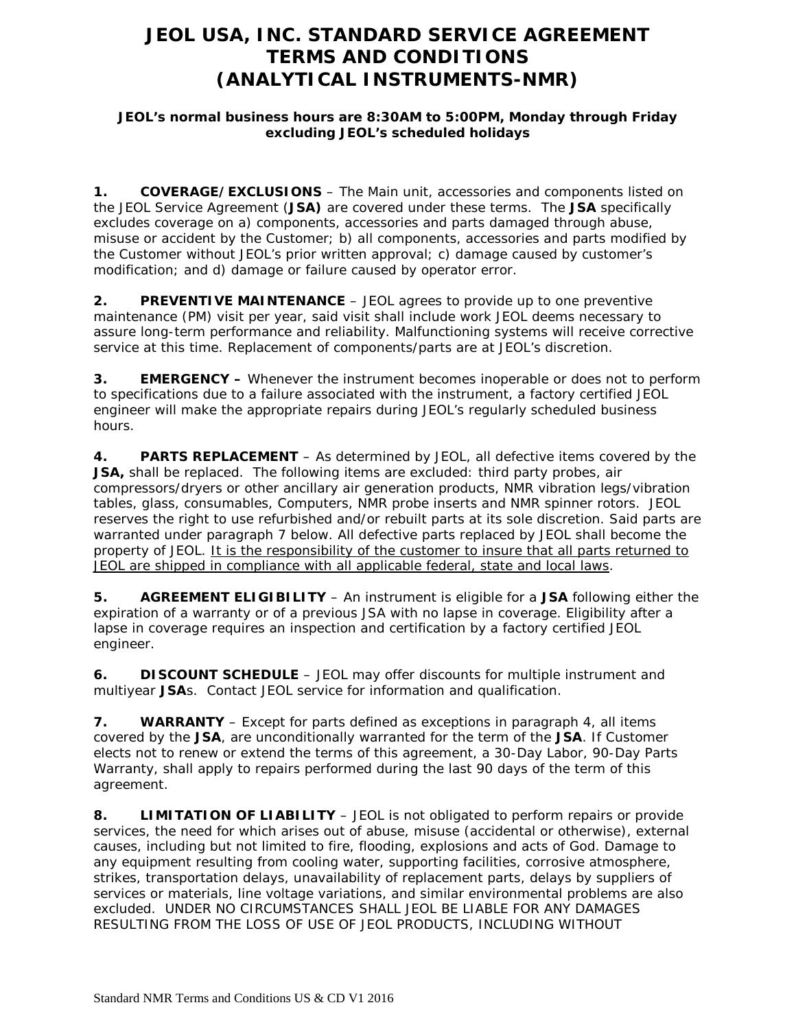# JEOL USA, INC. STANDARD SERVICE AGREEMENT TERMS AND CONDITIONS (ANALYTICAL INSTRUMENTS-NMR)

**JEOL's normal business hours are 8:30AM to 5:00PM, Monday through Friday excluding JEOL's scheduled holidays**

**1. COVERAGE/EXCLUSIONS** – The Main unit, accessories and components listed on the JEOL Service Agreement (**JSA)** are covered under these terms. The **JSA** specifically excludes coverage on a) components, accessories and parts damaged through abuse, misuse or accident by the Customer; b) all components, accessories and parts modified by the Customer without JEOL's prior written approval; c) damage caused by customer's modification; and d) damage or failure caused by operator error.

**2. PREVENTIVE MAINTENANCE** – JEOL agrees to provide up to one preventive maintenance (PM) visit per year, said visit shall include work JEOL deems necessary to assure long-term performance and reliability. Malfunctioning systems will receive corrective service at this time. Replacement of components/parts are at JEOL's discretion.

**3. EMERGENCY –** Whenever the instrument becomes inoperable or does not to perform to specifications due to a failure associated with the instrument, a factory certified JEOL engineer will make the appropriate repairs during JEOL's regularly scheduled business hours.

**4. PARTS REPLACEMENT** – As determined by JEOL, all defective items covered by the **JSA,** shall be replaced. The following items are excluded: third party probes, air compressors/dryers or other ancillary air generation products, NMR vibration legs/vibration tables, glass, consumables, Computers, NMR probe inserts and NMR spinner rotors. JEOL reserves the right to use refurbished and/or rebuilt parts at its sole discretion. Said parts are warranted under paragraph 7 below. All defective parts replaced by JEOL shall become the property of JEOL. It is the responsibility of the customer to insure that all parts returned to JEOL are shipped in compliance with all applicable federal, state and local laws.

**5. AGREEMENT ELIGIBILITY** – An instrument is eligible for a **JSA** following either the expiration of a warranty or of a previous JSA with no lapse in coverage. Eligibility after a lapse in coverage requires an inspection and certification by a factory certified JEOL engineer.

**6. DISCOUNT SCHEDULE** – JEOL may offer discounts for multiple instrument and multiyear **JSA**s. Contact JEOL service for information and qualification.

**7. WARRANTY** – Except for parts defined as exceptions in paragraph 4, all items covered by the **JSA**, are unconditionally warranted for the term of the **JSA**. If Customer elects not to renew or extend the terms of this agreement, a 30-Day Labor, 90-Day Parts Warranty, shall apply to repairs performed during the last 90 days of the term of this agreement.

**8. LIMITATION OF LIABILITY** – JEOL is not obligated to perform repairs or provide services, the need for which arises out of abuse, misuse (accidental or otherwise), external causes, including but not limited to fire, flooding, explosions and acts of God. Damage to any equipment resulting from cooling water, supporting facilities, corrosive atmosphere, strikes, transportation delays, unavailability of replacement parts, delays by suppliers of services or materials, line voltage variations, and similar environmental problems are also excluded. UNDER NO CIRCUMSTANCES SHALL JEOL BE LIABLE FOR ANY DAMAGES RESULTING FROM THE LOSS OF USE OF JEOL PRODUCTS, INCLUDING WITHOUT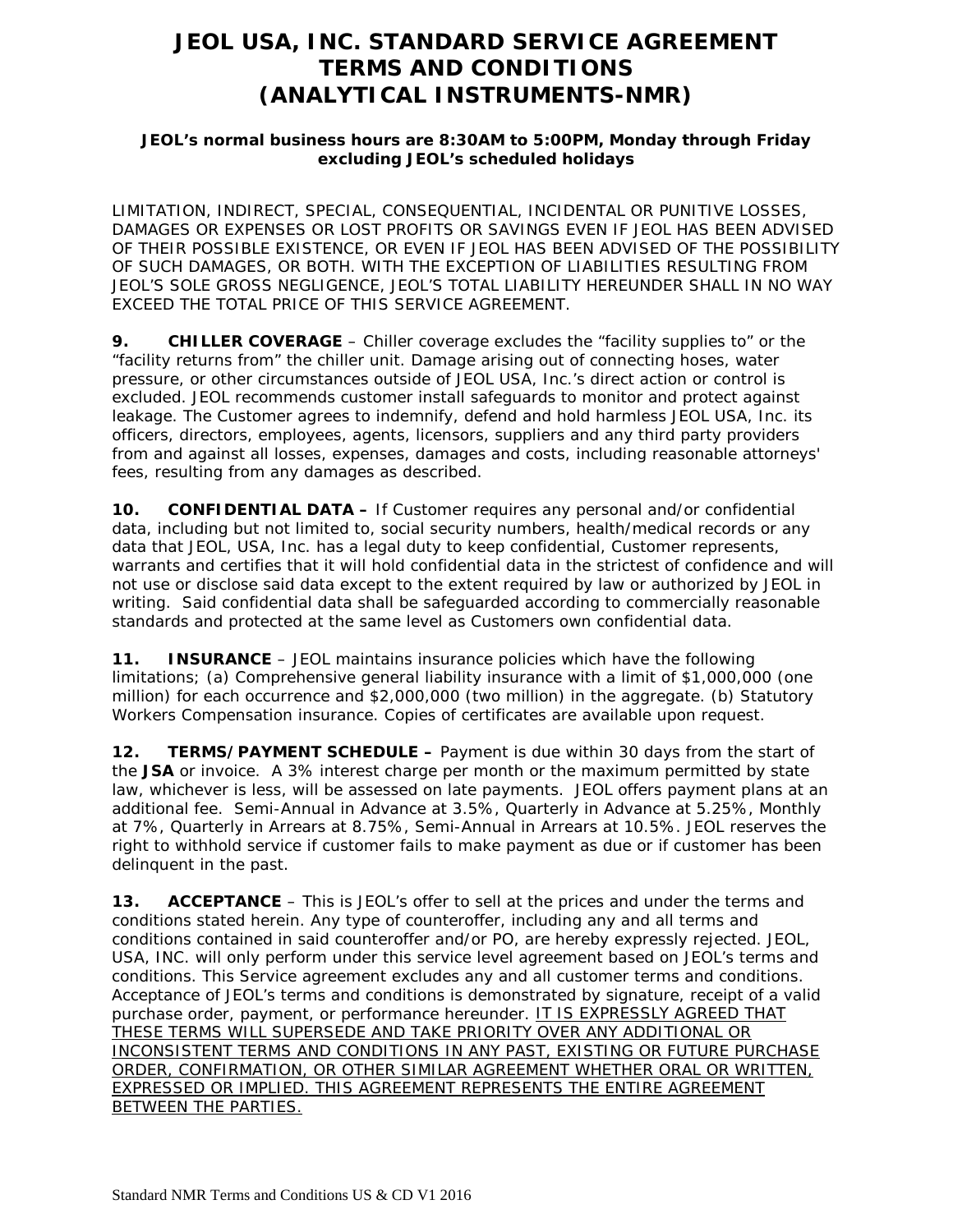# JEOL USA, INC. STANDARD SERVICE AGREEMENT TERMS AND CONDITIONS (ANALYTICAL INSTRUMENTS-NMR)

**JEOL's normal business hours are 8:30AM to 5:00PM, Monday through Friday excluding JEOL's scheduled holidays**

LIMITATION, INDIRECT, SPECIAL, CONSEQUENTIAL, INCIDENTAL OR PUNITIVE LOSSES, DAMAGES OR EXPENSES OR LOST PROFITS OR SAVINGS EVEN IF JEOL HAS BEEN ADVISED OF THEIR POSSIBLE EXISTENCE, OR EVEN IF JEOL HAS BEEN ADVISED OF THE POSSIBILITY OF SUCH DAMAGES, OR BOTH. WITH THE EXCEPTION OF LIABILITIES RESULTING FROM JEOL'S SOLE GROSS NEGLIGENCE, JEOL'S TOTAL LIABILITY HEREUNDER SHALL IN NO WAY EXCEED THE TOTAL PRICE OF THIS SERVICE AGREEMENT.

**9. CHILLER COVERAGE** – Chiller coverage excludes the "facility supplies to" or the "facility returns from" the chiller unit. Damage arising out of connecting hoses, water pressure, or other circumstances outside of JEOL USA, Inc.'s direct action or control is excluded. JEOL recommends customer install safeguards to monitor and protect against leakage. The Customer agrees to indemnify, defend and hold harmless JEOL USA, Inc. its officers, directors, employees, agents, licensors, suppliers and any third party providers from and against all losses, expenses, damages and costs, including reasonable attorneys' fees, resulting from any damages as described.

**10. CONFIDENTIAL DATA –** If Customer requires any personal and/or confidential data, including but not limited to, social security numbers, health/medical records or any data that JEOL, USA, Inc. has a legal duty to keep confidential, Customer represents, warrants and certifies that it will hold confidential data in the strictest of confidence and will not use or disclose said data except to the extent required by law or authorized by JEOL in writing. Said confidential data shall be safeguarded according to commercially reasonable standards and protected at the same level as Customers own confidential data.

**11. INSURANCE** – JEOL maintains insurance policies which have the following limitations; (a) Comprehensive general liability insurance with a limit of $1,000,000 (one million) for each occurrence and $2,000,000 (two million) in the aggregate. (b) Statutory Workers Compensation insurance. Copies of certificates are available upon request.

**12. TERMS/PAYMENT SCHEDULE –** Payment is due within 30 days from the start of the **JSA** or invoice. A 3% interest charge per month or the maximum permitted by state law, whichever is less, will be assessed on late payments. JEOL offers payment plans at an additional fee. Semi-Annual in Advance at 3.5%, Quarterly in Advance at 5.25%, Monthly at 7%, Quarterly in Arrears at 8.75%, Semi-Annual in Arrears at 10.5%. JEOL reserves the right to withhold service if customer fails to make payment as due or if customer has been delinquent in the past.

**13. ACCEPTANCE** – This is JEOL's offer to sell at the prices and under the terms and conditions stated herein. Any type of counteroffer, including any and all terms and conditions contained in said counteroffer and/or PO, are hereby expressly rejected. JEOL, USA, INC. will only perform under this service level agreement based on JEOL's terms and conditions. This Service agreement excludes any and all customer terms and conditions. Acceptance of JEOL's terms and conditions is demonstrated by signature, receipt of a valid purchase order, payment, or performance hereunder. <u>IT IS EXPRESSLY AGREED THAT THESE TERMS WILL SUPERSEDE AND TAKE PRIORITY OVER ANY ADDITIONAL OR INCONSISTENT TERMS AND CONDITIONS IN ANY PAST, EXISTING OR FUTURE PURCHASE ORDER, CONFIRMATION, OR OTHER SIMILAR AGREEMENT WHETHER ORAL OR WRITTEN, EXPRESSED OR IMPLIED. THIS AGREEMENT REPRESENTS THE ENTIRE AGREEMENT BETWEEN THE PARTIES.</u>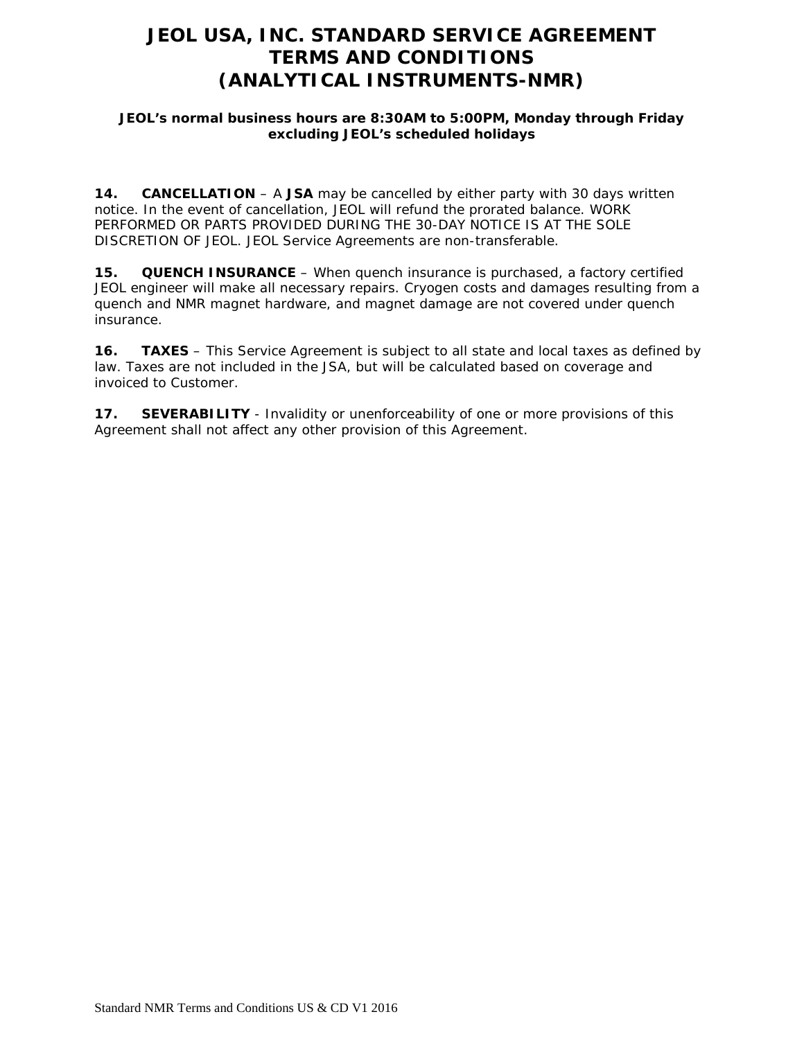# JEOL USA, INC. STANDARD SERVICE AGREEMENT TERMS AND CONDITIONS (ANALYTICAL INSTRUMENTS-NMR)

**JEOL's normal business hours are 8:30AM to 5:00PM, Monday through Friday excluding JEOL's scheduled holidays**

**14. CANCELLATION** – A **JSA** may be cancelled by either party with 30 days written notice. In the event of cancellation, JEOL will refund the prorated balance. WORK PERFORMED OR PARTS PROVIDED DURING THE 30-DAY NOTICE IS AT THE SOLE DISCRETION OF JEOL. JEOL Service Agreements are non-transferable.

**15. QUENCH INSURANCE** – When quench insurance is purchased, a factory certified JEOL engineer will make all necessary repairs. Cryogen costs and damages resulting from a quench and NMR magnet hardware, and magnet damage are not covered under quench insurance.

**16. TAXES** – This Service Agreement is subject to all state and local taxes as defined by law. Taxes are not included in the JSA, but will be calculated based on coverage and invoiced to Customer.

**17. SEVERABILITY** - Invalidity or unenforceability of one or more provisions of this Agreement shall not affect any other provision of this Agreement.